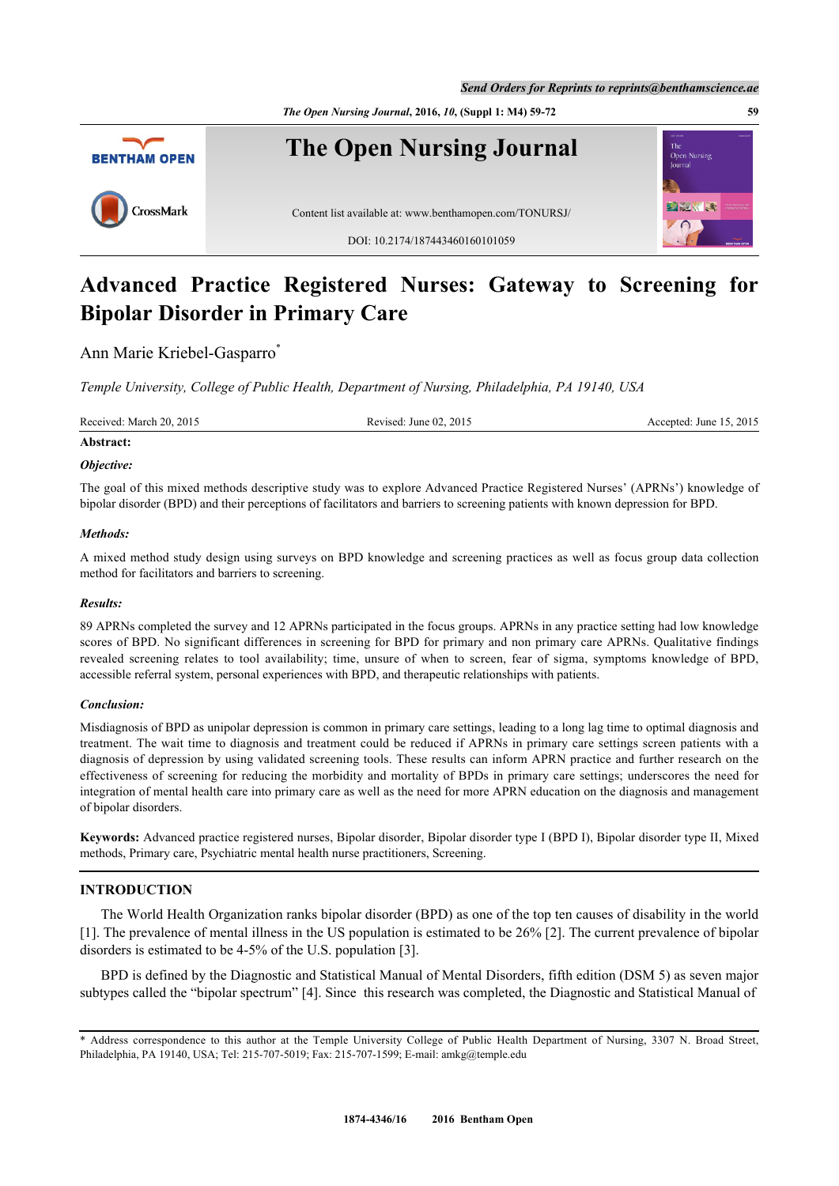Send Orders for Reprints to reprints@benthamscience.ae

# The Open Nursing Journal

Content list available at: www.benthamopen.com/TONURSJ/

DOI: 10.2174/1874434601610010059

# Advanced Practice Registered Nurses: Gateway to Screening for Bipolar Disorder in Primary Care

Ann Marie Kriebel-Gasparro*

*Temple University, College of Public Health, Department of Nursing, Philadelphia, PA 19140, USA*

Received: March 20, 2015 | Revised: June 02, 2015 | Accepted: June 15, 2015

**Abstract:**

***Objective:***

The goal of this mixed methods descriptive study was to explore Advanced Practice Registered Nurses' (APRNs') knowledge of bipolar disorder (BPD) and their perceptions of facilitators and barriers to screening patients with known depression for BPD.

***Methods:***

A mixed method study design using surveys on BPD knowledge and screening practices as well as focus group data collection method for facilitators and barriers to screening.

***Results:***

89 APRNs completed the survey and 12 APRNs participated in the focus groups. APRNs in any practice setting had low knowledge scores of BPD. No significant differences in screening for BPD for primary and non primary care APRNs. Qualitative findings revealed screening relates to tool availability; time, unsure of when to screen, fear of sigma, symptoms knowledge of BPD, accessible referral system, personal experiences with BPD, and therapeutic relationships with patients.

***Conclusion:***

Misdiagnosis of BPD as unipolar depression is common in primary care settings, leading to a long lag time to optimal diagnosis and treatment. The wait time to diagnosis and treatment could be reduced if APRNs in primary care settings screen patients with a diagnosis of depression by using validated screening tools. These results can inform APRN practice and further research on the effectiveness of screening for reducing the morbidity and mortality of BPDs in primary care settings; underscores the need for integration of mental health care into primary care as well as the need for more APRN education on the diagnosis and management of bipolar disorders.

**Keywords:** Advanced practice registered nurses, Bipolar disorder, Bipolar disorder type I (BPD I), Bipolar disorder type II, Mixed methods, Primary care, Psychiatric mental health nurse practitioners, Screening.

## INTRODUCTION

The World Health Organization ranks bipolar disorder (BPD) as one of the top ten causes of disability in the world [1]. The prevalence of mental illness in the US population is estimated to be 26% [2]. The current prevalence of bipolar disorders is estimated to be 4-5% of the U.S. population [3].

BPD is defined by the Diagnostic and Statistical Manual of Mental Disorders, fifth edition (DSM 5) as seven major subtypes called the "bipolar spectrum" [4]. Since this research was completed, the Diagnostic and Statistical Manual of

\* Address correspondence to this author at the Temple University College of Public Health Department of Nursing, 3307 N. Broad Street, Philadelphia, PA 19140, USA; Tel: 215-707-5019; Fax: 215-707-1599; E-mail: amkg@temple.edu

1874-4346/16 2016 Bentham Open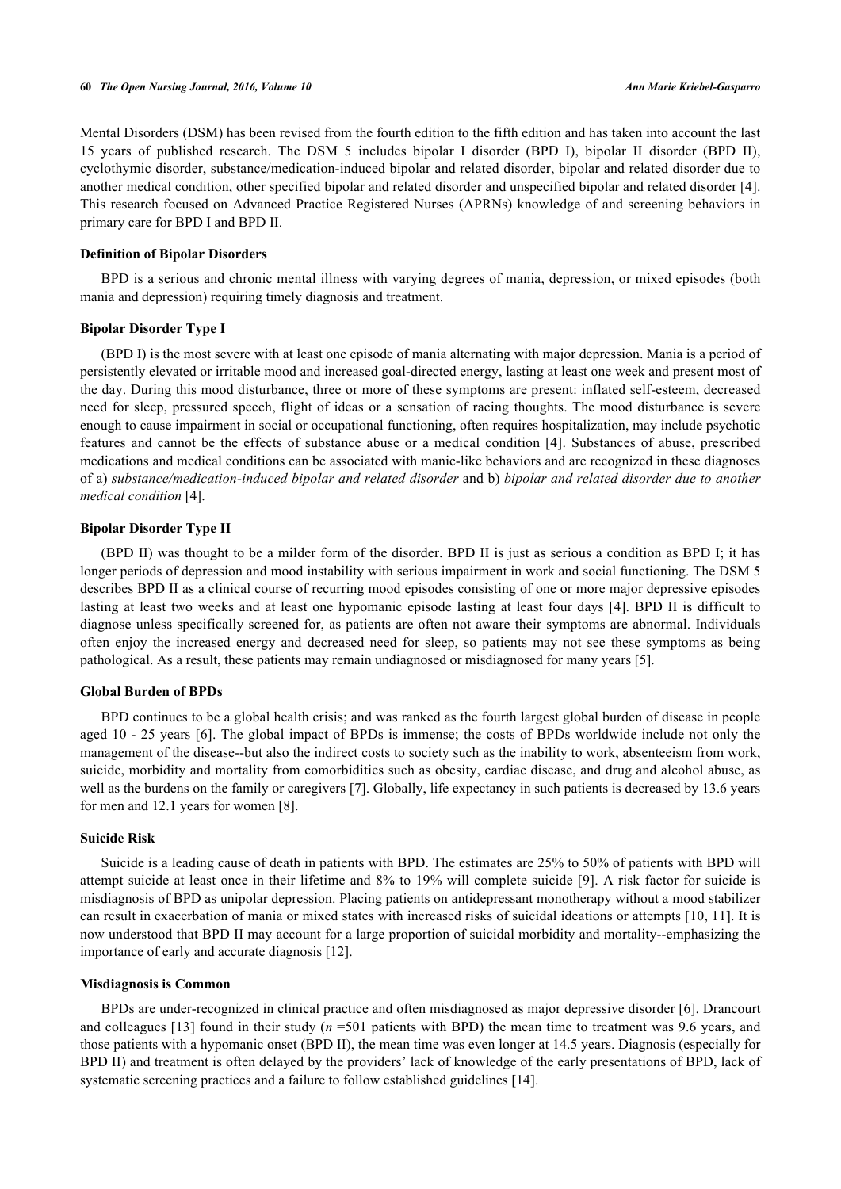Mental Disorders (DSM) has been revised from the fourth edition to the fifth edition and has taken into account the last 15 years of published research. The DSM 5 includes bipolar I disorder (BPD I), bipolar II disorder (BPD II), cyclothymic disorder, substance/medication-induced bipolar and related disorder, bipolar and related disorder due to another medical condition, other specified bipolar and related disorder and unspecified bipolar and related disorder [4]. This research focused on Advanced Practice Registered Nurses (APRNs) knowledge of and screening behaviors in primary care for BPD I and BPD II.

### Definition of Bipolar Disorders

BPD is a serious and chronic mental illness with varying degrees of mania, depression, or mixed episodes (both mania and depression) requiring timely diagnosis and treatment.

### Bipolar Disorder Type I

(BPD I) is the most severe with at least one episode of mania alternating with major depression. Mania is a period of persistently elevated or irritable mood and increased goal-directed energy, lasting at least one week and present most of the day. During this mood disturbance, three or more of these symptoms are present: inflated self-esteem, decreased need for sleep, pressured speech, flight of ideas or a sensation of racing thoughts. The mood disturbance is severe enough to cause impairment in social or occupational functioning, often requires hospitalization, may include psychotic features and cannot be the effects of substance abuse or a medical condition [4]. Substances of abuse, prescribed medications and medical conditions can be associated with manic-like behaviors and are recognized in these diagnoses of a) *substance/medication-induced bipolar and related disorder* and b) *bipolar and related disorder due to another medical condition* [4].

### Bipolar Disorder Type II

(BPD II) was thought to be a milder form of the disorder. BPD II is just as serious a condition as BPD I; it has longer periods of depression and mood instability with serious impairment in work and social functioning. The DSM 5 describes BPD II as a clinical course of recurring mood episodes consisting of one or more major depressive episodes lasting at least two weeks and at least one hypomanic episode lasting at least four days [4]. BPD II is difficult to diagnose unless specifically screened for, as patients are often not aware their symptoms are abnormal. Individuals often enjoy the increased energy and decreased need for sleep, so patients may not see these symptoms as being pathological. As a result, these patients may remain undiagnosed or misdiagnosed for many years [5].

### Global Burden of BPDs

BPD continues to be a global health crisis; and was ranked as the fourth largest global burden of disease in people aged 10 - 25 years [6]. The global impact of BPDs is immense; the costs of BPDs worldwide include not only the management of the disease--but also the indirect costs to society such as the inability to work, absenteeism from work, suicide, morbidity and mortality from comorbidities such as obesity, cardiac disease, and drug and alcohol abuse, as well as the burdens on the family or caregivers [7]. Globally, life expectancy in such patients is decreased by 13.6 years for men and 12.1 years for women [8].

### Suicide Risk

Suicide is a leading cause of death in patients with BPD. The estimates are 25% to 50% of patients with BPD will attempt suicide at least once in their lifetime and 8% to 19% will complete suicide [9]. A risk factor for suicide is misdiagnosis of BPD as unipolar depression. Placing patients on antidepressant monotherapy without a mood stabilizer can result in exacerbation of mania or mixed states with increased risks of suicidal ideations or attempts [10, 11]. It is now understood that BPD II may account for a large proportion of suicidal morbidity and mortality--emphasizing the importance of early and accurate diagnosis [12].

### Misdiagnosis is Common

BPDs are under-recognized in clinical practice and often misdiagnosed as major depressive disorder [6]. Drancourt and colleagues [13] found in their study ($n$ =501 patients with BPD) the mean time to treatment was 9.6 years, and those patients with a hypomanic onset (BPD II), the mean time was even longer at 14.5 years. Diagnosis (especially for BPD II) and treatment is often delayed by the providers' lack of knowledge of the early presentations of BPD, lack of systematic screening practices and a failure to follow established guidelines [14].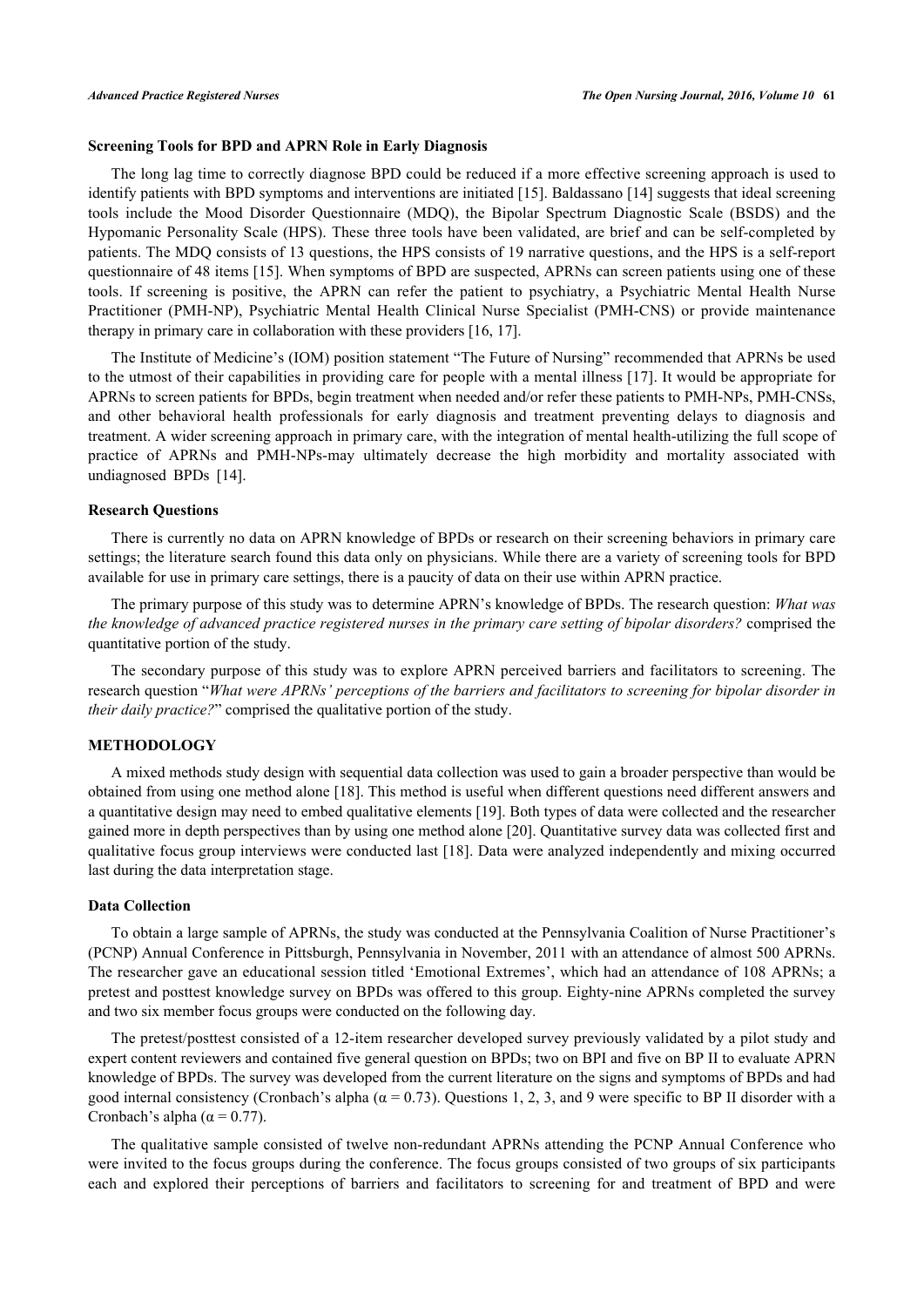### Screening Tools for BPD and APRN Role in Early Diagnosis

The long lag time to correctly diagnose BPD could be reduced if a more effective screening approach is used to identify patients with BPD symptoms and interventions are initiated [15]. Baldassano [14] suggests that ideal screening tools include the Mood Disorder Questionnaire (MDQ), the Bipolar Spectrum Diagnostic Scale (BSDS) and the Hypomanic Personality Scale (HPS). These three tools have been validated, are brief and can be self-completed by patients. The MDQ consists of 13 questions, the HPS consists of 19 narrative questions, and the HPS is a self-report questionnaire of 48 items [15]. When symptoms of BPD are suspected, APRNs can screen patients using one of these tools. If screening is positive, the APRN can refer the patient to psychiatry, a Psychiatric Mental Health Nurse Practitioner (PMH-NP), Psychiatric Mental Health Clinical Nurse Specialist (PMH-CNS) or provide maintenance therapy in primary care in collaboration with these providers [16, 17].

The Institute of Medicine's (IOM) position statement "The Future of Nursing" recommended that APRNs be used to the utmost of their capabilities in providing care for people with a mental illness [17]. It would be appropriate for APRNs to screen patients for BPDs, begin treatment when needed and/or refer these patients to PMH-NPs, PMH-CNSs, and other behavioral health professionals for early diagnosis and treatment preventing delays to diagnosis and treatment. A wider screening approach in primary care, with the integration of mental health-utilizing the full scope of practice of APRNs and PMH-NPs-may ultimately decrease the high morbidity and mortality associated with undiagnosed BPDs [14].

### Research Questions

There is currently no data on APRN knowledge of BPDs or research on their screening behaviors in primary care settings; the literature search found this data only on physicians. While there are a variety of screening tools for BPD available for use in primary care settings, there is a paucity of data on their use within APRN practice.

The primary purpose of this study was to determine APRN's knowledge of BPDs. The research question: *What was the knowledge of advanced practice registered nurses in the primary care setting of bipolar disorders?* comprised the quantitative portion of the study.

The secondary purpose of this study was to explore APRN perceived barriers and facilitators to screening. The research question "*What were APRNs' perceptions of the barriers and facilitators to screening for bipolar disorder in their daily practice?*" comprised the qualitative portion of the study.

## METHODOLOGY

A mixed methods study design with sequential data collection was used to gain a broader perspective than would be obtained from using one method alone [18]. This method is useful when different questions need different answers and a quantitative design may need to embed qualitative elements [19]. Both types of data were collected and the researcher gained more in depth perspectives than by using one method alone [20]. Quantitative survey data was collected first and qualitative focus group interviews were conducted last [18]. Data were analyzed independently and mixing occurred last during the data interpretation stage.

### Data Collection

To obtain a large sample of APRNs, the study was conducted at the Pennsylvania Coalition of Nurse Practitioner's (PCNP) Annual Conference in Pittsburgh, Pennsylvania in November, 2011 with an attendance of almost 500 APRNs. The researcher gave an educational session titled 'Emotional Extremes', which had an attendance of 108 APRNs; a pretest and posttest knowledge survey on BPDs was offered to this group. Eighty-nine APRNs completed the survey and two six member focus groups were conducted on the following day.

The pretest/posttest consisted of a 12-item researcher developed survey previously validated by a pilot study and expert content reviewers and contained five general question on BPDs; two on BPI and five on BP II to evaluate APRN knowledge of BPDs. The survey was developed from the current literature on the signs and symptoms of BPDs and had good internal consistency (Cronbach's alpha ($\alpha = 0.73$). Questions 1, 2, 3, and 9 were specific to BP II disorder with a Cronbach's alpha ($\alpha = 0.77$).

The qualitative sample consisted of twelve non-redundant APRNs attending the PCNP Annual Conference who were invited to the focus groups during the conference. The focus groups consisted of two groups of six participants each and explored their perceptions of barriers and facilitators to screening for and treatment of BPD and were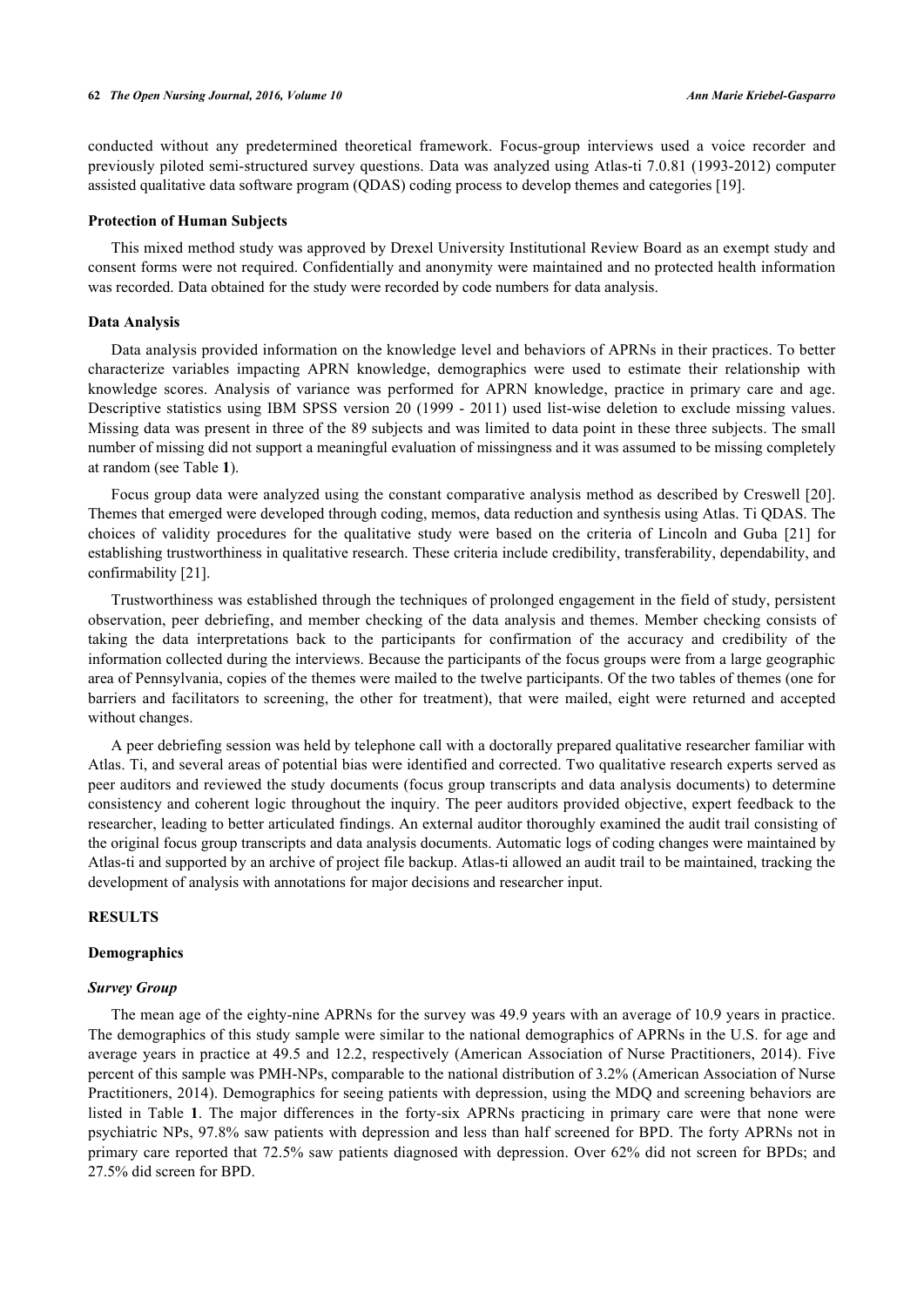conducted without any predetermined theoretical framework. Focus-group interviews used a voice recorder and previously piloted semi-structured survey questions. Data was analyzed using Atlas-ti 7.0.81 (1993-2012) computer assisted qualitative data software program (QDAS) coding process to develop themes and categories [19].

### Protection of Human Subjects

This mixed method study was approved by Drexel University Institutional Review Board as an exempt study and consent forms were not required. Confidentially and anonymity were maintained and no protected health information was recorded. Data obtained for the study were recorded by code numbers for data analysis.

### Data Analysis

Data analysis provided information on the knowledge level and behaviors of APRNs in their practices. To better characterize variables impacting APRN knowledge, demographics were used to estimate their relationship with knowledge scores. Analysis of variance was performed for APRN knowledge, practice in primary care and age. Descriptive statistics using IBM SPSS version 20 (1999 - 2011) used list-wise deletion to exclude missing values. Missing data was present in three of the 89 subjects and was limited to data point in these three subjects. The small number of missing did not support a meaningful evaluation of missingness and it was assumed to be missing completely at random (see Table **1**).

Focus group data were analyzed using the constant comparative analysis method as described by Creswell [20]. Themes that emerged were developed through coding, memos, data reduction and synthesis using Atlas. Ti QDAS. The choices of validity procedures for the qualitative study were based on the criteria of Lincoln and Guba [21] for establishing trustworthiness in qualitative research. These criteria include credibility, transferability, dependability, and confirmability [21].

Trustworthiness was established through the techniques of prolonged engagement in the field of study, persistent observation, peer debriefing, and member checking of the data analysis and themes. Member checking consists of taking the data interpretations back to the participants for confirmation of the accuracy and credibility of the information collected during the interviews. Because the participants of the focus groups were from a large geographic area of Pennsylvania, copies of the themes were mailed to the twelve participants. Of the two tables of themes (one for barriers and facilitators to screening, the other for treatment), that were mailed, eight were returned and accepted without changes.

A peer debriefing session was held by telephone call with a doctorally prepared qualitative researcher familiar with Atlas. Ti, and several areas of potential bias were identified and corrected. Two qualitative research experts served as peer auditors and reviewed the study documents (focus group transcripts and data analysis documents) to determine consistency and coherent logic throughout the inquiry. The peer auditors provided objective, expert feedback to the researcher, leading to better articulated findings. An external auditor thoroughly examined the audit trail consisting of the original focus group transcripts and data analysis documents. Automatic logs of coding changes were maintained by Atlas-ti and supported by an archive of project file backup. Atlas-ti allowed an audit trail to be maintained, tracking the development of analysis with annotations for major decisions and researcher input.

## RESULTS

### Demographics

#### *Survey Group*

The mean age of the eighty-nine APRNs for the survey was 49.9 years with an average of 10.9 years in practice. The demographics of this study sample were similar to the national demographics of APRNs in the U.S. for age and average years in practice at 49.5 and 12.2, respectively (American Association of Nurse Practitioners, 2014). Five percent of this sample was PMH-NPs, comparable to the national distribution of 3.2% (American Association of Nurse Practitioners, 2014). Demographics for seeing patients with depression, using the MDQ and screening behaviors are listed in Table **1**. The major differences in the forty-six APRNs practicing in primary care were that none were psychiatric NPs, 97.8% saw patients with depression and less than half screened for BPD. The forty APRNs not in primary care reported that 72.5% saw patients diagnosed with depression. Over 62% did not screen for BPDs; and 27.5% did screen for BPD.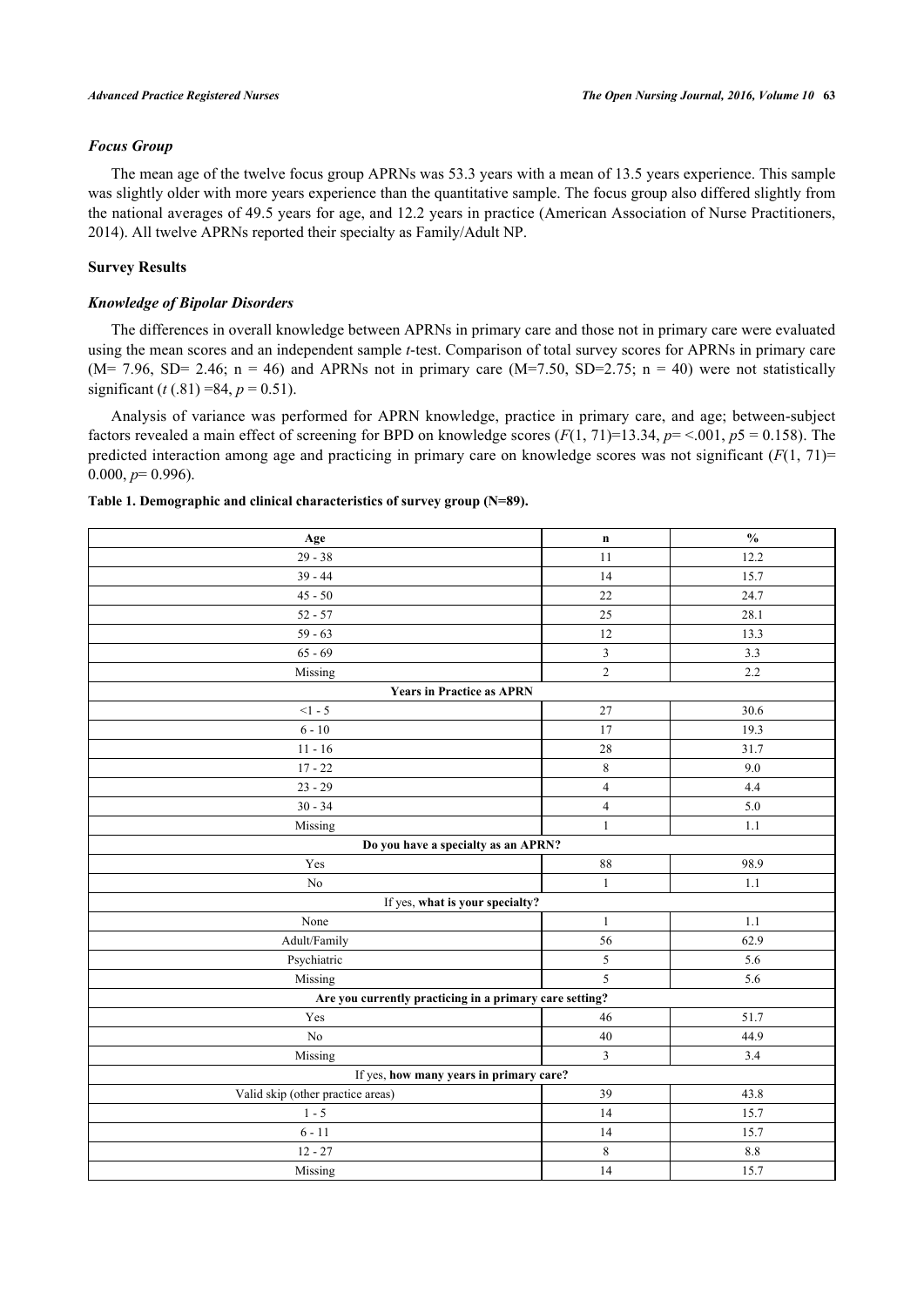### *Focus Group*

The mean age of the twelve focus group APRNs was 53.3 years with a mean of 13.5 years experience. This sample was slightly older with more years experience than the quantitative sample. The focus group also differed slightly from the national averages of 49.5 years for age, and 12.2 years in practice (American Association of Nurse Practitioners, 2014). All twelve APRNs reported their specialty as Family/Adult NP.

## Survey Results

### *Knowledge of Bipolar Disorders*

The differences in overall knowledge between APRNs in primary care and those not in primary care were evaluated using the mean scores and an independent sample *t*-test. Comparison of total survey scores for APRNs in primary care (M= 7.96, SD= 2.46; n = 46) and APRNs not in primary care (M=7.50, SD=2.75; n = 40) were not statistically significant ($t$ (.81) =84, $p$ = 0.51).

Analysis of variance was performed for APRN knowledge, practice in primary care, and age; between-subject factors revealed a main effect of screening for BPD on knowledge scores ($F(1, 71)$=13.34, $p$= <.001, $p5$ = 0.158). The predicted interaction among age and practicing in primary care on knowledge scores was not significant ($F(1, 71)$= 0.000, $p$= 0.996).

**Table 1. Demographic and clinical characteristics of survey group (N=89).**

| Age | n | % |
|---|---|---|
| 29 - 38 | 11 | 12.2 |
| 39 - 44 | 14 | 15.7 |
| 45 - 50 | 22 | 24.7 |
| 52 - 57 | 25 | 28.1 |
| 59 - 63 | 12 | 13.3 |
| 65 - 69 | 3 | 3.3 |
| Missing | 2 | 2.2 |
| **Years in Practice as APRN** | | |
| <1 - 5 | 27 | 30.6 |
| 6 - 10 | 17 | 19.3 |
| 11 - 16 | 28 | 31.7 |
| 17 - 22 | 8 | 9.0 |
| 23 - 29 | 4 | 4.4 |
| 30 - 34 | 4 | 5.0 |
| Missing | 1 | 1.1 |
| **Do you have a specialty as an APRN?** | | |
| Yes | 88 | 98.9 |
| No | 1 | 1.1 |
| If yes, **what is your specialty?** | | |
| None | 1 | 1.1 |
| Adult/Family | 56 | 62.9 |
| Psychiatric | 5 | 5.6 |
| Missing | 5 | 5.6 |
| **Are you currently practicing in a primary care setting?** | | |
| Yes | 46 | 51.7 |
| No | 40 | 44.9 |
| Missing | 3 | 3.4 |
| If yes, **how many years in primary care?** | | |
| Valid skip (other practice areas) | 39 | 43.8 |
| 1 - 5 | 14 | 15.7 |
| 6 - 11 | 14 | 15.7 |
| 12 - 27 | 8 | 8.8 |
| Missing | 14 | 15.7 |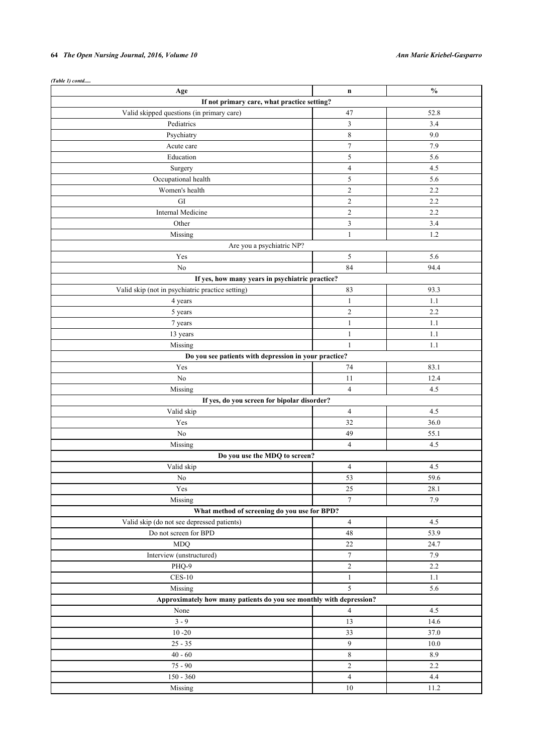*(Table 1) contd.....*

| Age | n | % |
|---|---|---|
| **If not primary care, what practice setting?** | | |
| Valid skipped questions (in primary care) | 47 | 52.8 |
| Pediatrics | 3 | 3.4 |
| Psychiatry | 8 | 9.0 |
| Acute care | 7 | 7.9 |
| Education | 5 | 5.6 |
| Surgery | 4 | 4.5 |
| Occupational health | 5 | 5.6 |
| Women's health | 2 | 2.2 |
| GI | 2 | 2.2 |
| Internal Medicine | 2 | 2.2 |
| Other | 3 | 3.4 |
| Missing | 1 | 1.2 |
| Are you a psychiatric NP? | | |
| Yes | 5 | 5.6 |
| No | 84 | 94.4 |
| **If yes, how many years in psychiatric practice?** | | |
| Valid skip (not in psychiatric practice setting) | 83 | 93.3 |
| 4 years | 1 | 1.1 |
| 5 years | 2 | 2.2 |
| 7 years | 1 | 1.1 |
| 13 years | 1 | 1.1 |
| Missing | 1 | 1.1 |
| **Do you see patients with depression in your practice?** | | |
| Yes | 74 | 83.1 |
| No | 11 | 12.4 |
| Missing | 4 | 4.5 |
| **If yes, do you screen for bipolar disorder?** | | |
| Valid skip | 4 | 4.5 |
| Yes | 32 | 36.0 |
| No | 49 | 55.1 |
| Missing | 4 | 4.5 |
| **Do you use the MDQ to screen?** | | |
| Valid skip | 4 | 4.5 |
| No | 53 | 59.6 |
| Yes | 25 | 28.1 |
| Missing | 7 | 7.9 |
| **What method of screening do you use for BPD?** | | |
| Valid skip (do not see depressed patients) | 4 | 4.5 |
| Do not screen for BPD | 48 | 53.9 |
| MDQ | 22 | 24.7 |
| Interview (unstructured) | 7 | 7.9 |
| PHQ-9 | 2 | 2.2 |
| CES-10 | 1 | 1.1 |
| Missing | 5 | 5.6 |
| **Approximately how many patients do you see monthly with depression?** | | |
| None | 4 | 4.5 |
| 3 - 9 | 13 | 14.6 |
| 10 -20 | 33 | 37.0 |
| 25 - 35 | 9 | 10.0 |
| 40 - 60 | 8 | 8.9 |
| 75 - 90 | 2 | 2.2 |
| 150 - 360 | 4 | 4.4 |
| Missing | 10 | 11.2 |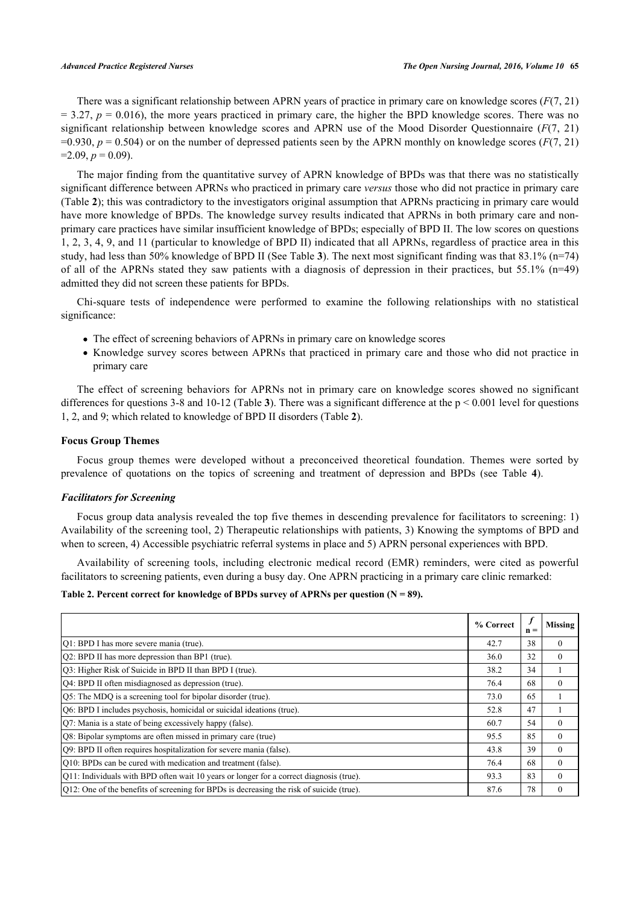There was a significant relationship between APRN years of practice in primary care on knowledge scores ($F(7, 21) = 3.27$, $p = 0.016$), the more years practiced in primary care, the higher the BPD knowledge scores. There was no significant relationship between knowledge scores and APRN use of the Mood Disorder Questionnaire ($F(7, 21) = 0.930$, $p = 0.504$) or on the number of depressed patients seen by the APRN monthly on knowledge scores ($F(7, 21) = 2.09$, $p = 0.09$).

The major finding from the quantitative survey of APRN knowledge of BPDs was that there was no statistically significant difference between APRNs who practiced in primary care *versus* those who did not practice in primary care (Table **2**); this was contradictory to the investigators original assumption that APRNs practicing in primary care would have more knowledge of BPDs. The knowledge survey results indicated that APRNs in both primary care and non-primary care practices have similar insufficient knowledge of BPDs; especially of BPD II. The low scores on questions 1, 2, 3, 4, 9, and 11 (particular to knowledge of BPD II) indicated that all APRNs, regardless of practice area in this study, had less than 50% knowledge of BPD II (See Table **3**). The next most significant finding was that 83.1% (n=74) of all of the APRNs stated they saw patients with a diagnosis of depression in their practices, but 55.1% (n=49) admitted they did not screen these patients for BPDs.

Chi-square tests of independence were performed to examine the following relationships with no statistical significance:

- The effect of screening behaviors of APRNs in primary care on knowledge scores
- Knowledge survey scores between APRNs that practiced in primary care and those who did not practice in primary care

The effect of screening behaviors for APRNs not in primary care on knowledge scores showed no significant differences for questions 3-8 and 10-12 (Table **3**). There was a significant difference at the $p < 0.001$ level for questions 1, 2, and 9; which related to knowledge of BPD II disorders (Table **2**).

### Focus Group Themes

Focus group themes were developed without a preconceived theoretical foundation. Themes were sorted by prevalence of quotations on the topics of screening and treatment of depression and BPDs (see Table **4**).

#### *Facilitators for Screening*

Focus group data analysis revealed the top five themes in descending prevalence for facilitators to screening: 1) Availability of the screening tool, 2) Therapeutic relationships with patients, 3) Knowing the symptoms of BPD and when to screen, 4) Accessible psychiatric referral systems in place and 5) APRN personal experiences with BPD.

Availability of screening tools, including electronic medical record (EMR) reminders, were cited as powerful facilitators to screening patients, even during a busy day. One APRN practicing in a primary care clinic remarked:

**Table 2. Percent correct for knowledge of BPDs survey of APRNs per question (N = 89).**

| | % Correct | *f* n = | Missing |
|---|---|---|---|
| Q1: BPD I has more severe mania (true). | 42.7 | 38 | 0 |
| Q2: BPD II has more depression than BP1 (true). | 36.0 | 32 | 0 |
| Q3: Higher Risk of Suicide in BPD II than BPD I (true). | 38.2 | 34 | 1 |
| Q4: BPD II often misdiagnosed as depression (true). | 76.4 | 68 | 0 |
| Q5: The MDQ is a screening tool for bipolar disorder (true). | 73.0 | 65 | 1 |
| Q6: BPD I includes psychosis, homicidal or suicidal ideations (true). | 52.8 | 47 | 1 |
| Q7: Mania is a state of being excessively happy (false). | 60.7 | 54 | 0 |
| Q8: Bipolar symptoms are often missed in primary care (true) | 95.5 | 85 | 0 |
| Q9: BPD II often requires hospitalization for severe mania (false). | 43.8 | 39 | 0 |
| Q10: BPDs can be cured with medication and treatment (false). | 76.4 | 68 | 0 |
| Q11: Individuals with BPD often wait 10 years or longer for a correct diagnosis (true). | 93.3 | 83 | 0 |
| Q12: One of the benefits of screening for BPDs is decreasing the risk of suicide (true). | 87.6 | 78 | 0 |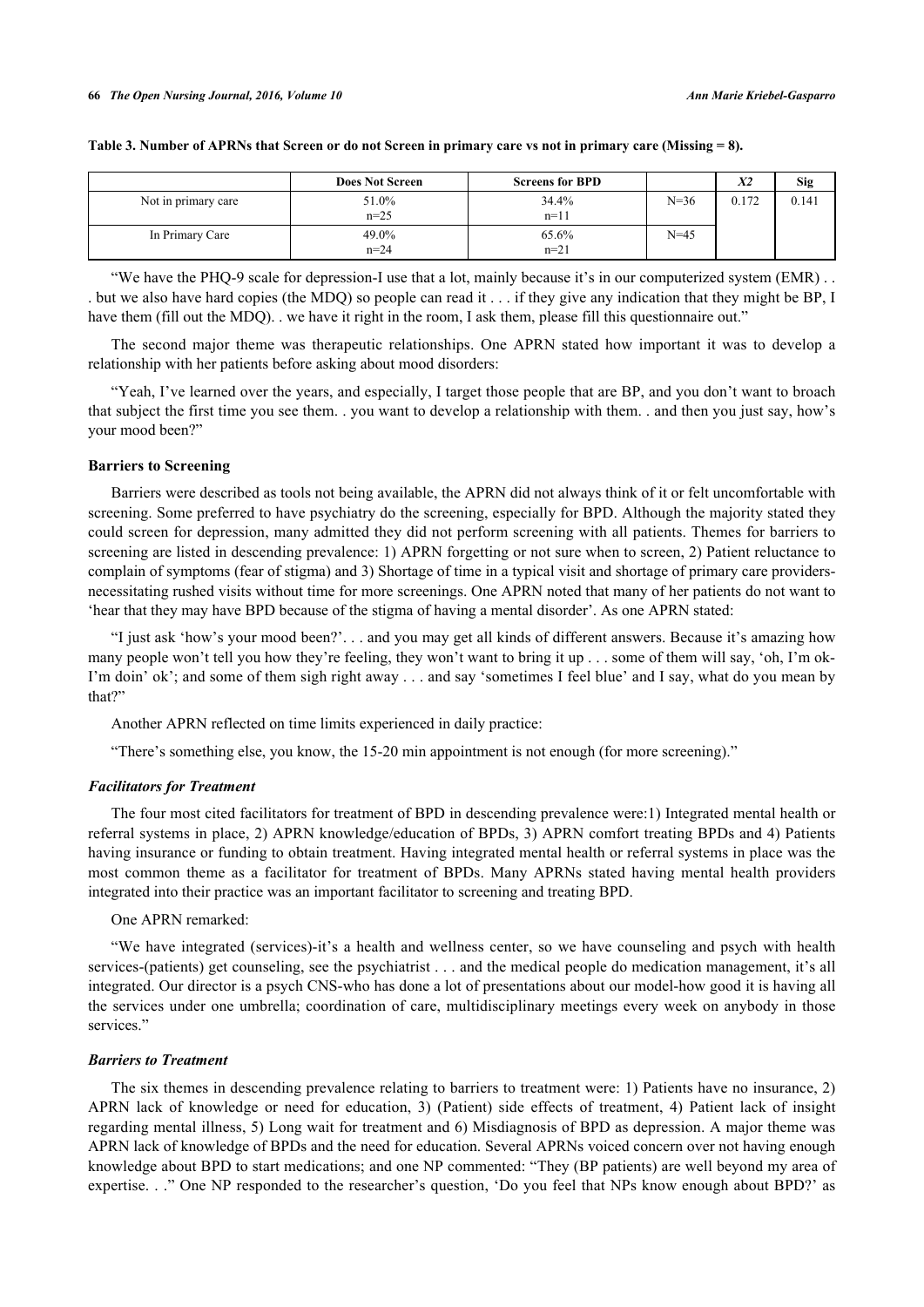**Table 3. Number of APRNs that Screen or do not Screen in primary care vs not in primary care (Missing = 8).**

| | Does Not Screen | Screens for BPD | | $X2$ | Sig |
|---|---|---|---|---|---|
| Not in primary care | 51.0%<br>n=25 | 34.4%<br>n=11 | N=36 | 0.172 | 0.141 |
| In Primary Care | 49.0%<br>n=24 | 65.6%<br>n=21 | N=45 | | |

"We have the PHQ-9 scale for depression-I use that a lot, mainly because it's in our computerized system (EMR) . . . but we also have hard copies (the MDQ) so people can read it . . . if they give any indication that they might be BP, I have them (fill out the MDQ). . we have it right in the room, I ask them, please fill this questionnaire out."

The second major theme was therapeutic relationships. One APRN stated how important it was to develop a relationship with her patients before asking about mood disorders:

"Yeah, I've learned over the years, and especially, I target those people that are BP, and you don't want to broach that subject the first time you see them. . you want to develop a relationship with them. . and then you just say, how's your mood been?"

### Barriers to Screening

Barriers were described as tools not being available, the APRN did not always think of it or felt uncomfortable with screening. Some preferred to have psychiatry do the screening, especially for BPD. Although the majority stated they could screen for depression, many admitted they did not perform screening with all patients. Themes for barriers to screening are listed in descending prevalence: 1) APRN forgetting or not sure when to screen, 2) Patient reluctance to complain of symptoms (fear of stigma) and 3) Shortage of time in a typical visit and shortage of primary care providers-necessitating rushed visits without time for more screenings. One APRN noted that many of her patients do not want to 'hear that they may have BPD because of the stigma of having a mental disorder'. As one APRN stated:

"I just ask 'how's your mood been?'. . . and you may get all kinds of different answers. Because it's amazing how many people won't tell you how they're feeling, they won't want to bring it up . . . some of them will say, 'oh, I'm ok-I'm doin' ok'; and some of them sigh right away . . . and say 'sometimes I feel blue' and I say, what do you mean by that?"

Another APRN reflected on time limits experienced in daily practice:

"There's something else, you know, the 15-20 min appointment is not enough (for more screening)."

#### *Facilitators for Treatment*

The four most cited facilitators for treatment of BPD in descending prevalence were:1) Integrated mental health or referral systems in place, 2) APRN knowledge/education of BPDs, 3) APRN comfort treating BPDs and 4) Patients having insurance or funding to obtain treatment. Having integrated mental health or referral systems in place was the most common theme as a facilitator for treatment of BPDs. Many APRNs stated having mental health providers integrated into their practice was an important facilitator to screening and treating BPD.

One APRN remarked:

"We have integrated (services)-it's a health and wellness center, so we have counseling and psych with health services-(patients) get counseling, see the psychiatrist . . . and the medical people do medication management, it's all integrated. Our director is a psych CNS-who has done a lot of presentations about our model-how good it is having all the services under one umbrella; coordination of care, multidisciplinary meetings every week on anybody in those services."

#### *Barriers to Treatment*

The six themes in descending prevalence relating to barriers to treatment were: 1) Patients have no insurance, 2) APRN lack of knowledge or need for education, 3) (Patient) side effects of treatment, 4) Patient lack of insight regarding mental illness, 5) Long wait for treatment and 6) Misdiagnosis of BPD as depression. A major theme was APRN lack of knowledge of BPDs and the need for education. Several APRNs voiced concern over not having enough knowledge about BPD to start medications; and one NP commented: "They (BP patients) are well beyond my area of expertise. . ." One NP responded to the researcher's question, 'Do you feel that NPs know enough about BPD?' as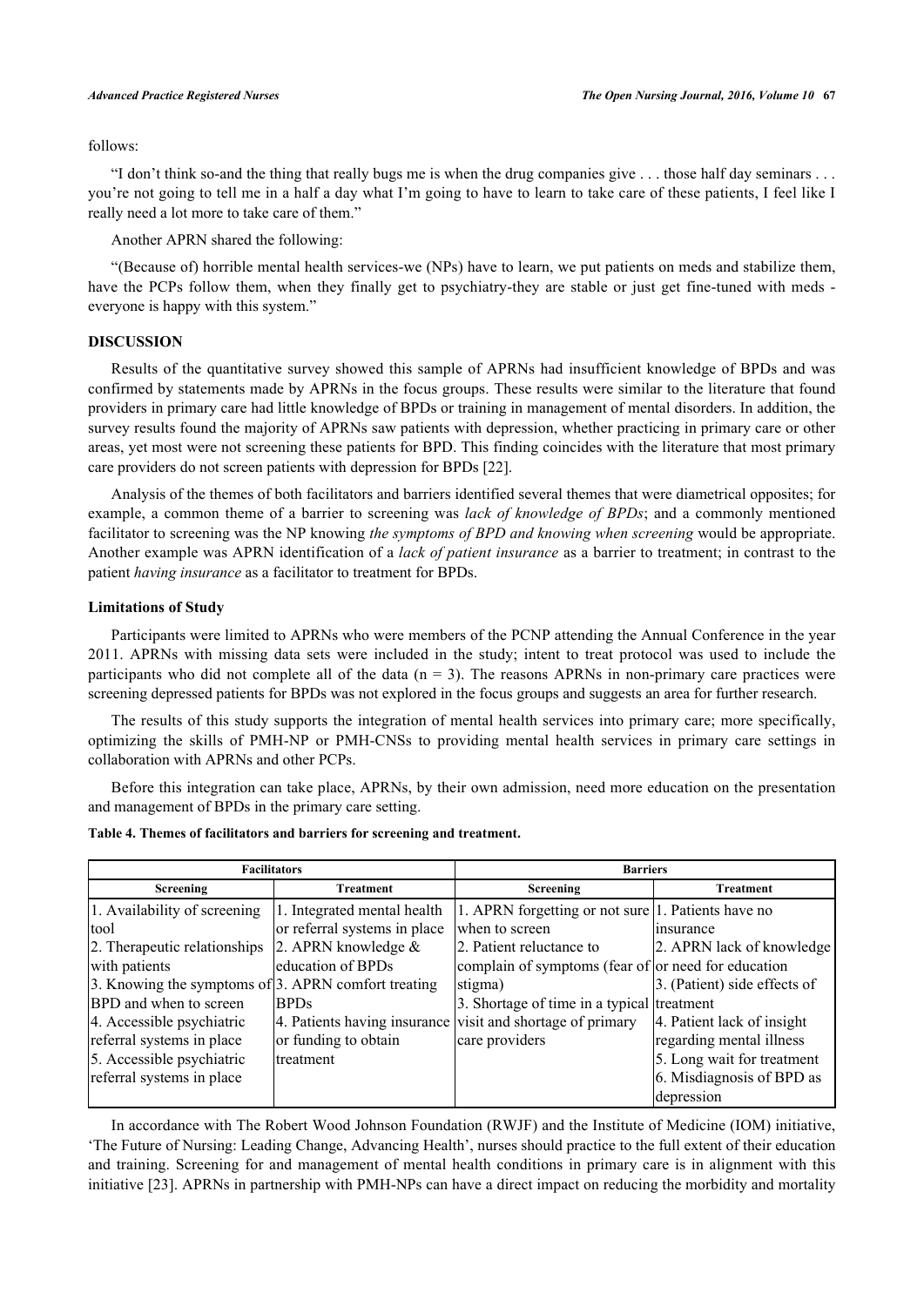follows:

"I don't think so-and the thing that really bugs me is when the drug companies give . . . those half day seminars . . . you're not going to tell me in a half a day what I'm going to have to learn to take care of these patients, I feel like I really need a lot more to take care of them."

Another APRN shared the following:

"(Because of) horrible mental health services-we (NPs) have to learn, we put patients on meds and stabilize them, have the PCPs follow them, when they finally get to psychiatry-they are stable or just get fine-tuned with meds - everyone is happy with this system."

## DISCUSSION

Results of the quantitative survey showed this sample of APRNs had insufficient knowledge of BPDs and was confirmed by statements made by APRNs in the focus groups. These results were similar to the literature that found providers in primary care had little knowledge of BPDs or training in management of mental disorders. In addition, the survey results found the majority of APRNs saw patients with depression, whether practicing in primary care or other areas, yet most were not screening these patients for BPD. This finding coincides with the literature that most primary care providers do not screen patients with depression for BPDs [22].

Analysis of the themes of both facilitators and barriers identified several themes that were diametrical opposites; for example, a common theme of a barrier to screening was *lack of knowledge of BPDs*; and a commonly mentioned facilitator to screening was the NP knowing *the symptoms of BPD and knowing when screening* would be appropriate. Another example was APRN identification of a *lack of patient insurance* as a barrier to treatment; in contrast to the patient *having insurance* as a facilitator to treatment for BPDs.

### Limitations of Study

Participants were limited to APRNs who were members of the PCNP attending the Annual Conference in the year 2011. APRNs with missing data sets were included in the study; intent to treat protocol was used to include the participants who did not complete all of the data (n = 3). The reasons APRNs in non-primary care practices were screening depressed patients for BPDs was not explored in the focus groups and suggests an area for further research.

The results of this study supports the integration of mental health services into primary care; more specifically, optimizing the skills of PMH-NP or PMH-CNSs to providing mental health services in primary care settings in collaboration with APRNs and other PCPs.

Before this integration can take place, APRNs, by their own admission, need more education on the presentation and management of BPDs in the primary care setting.

**Table 4. Themes of facilitators and barriers for screening and treatment.**

| Facilitators | | Barriers | |
|---|---|---|---|
| **Screening** | **Treatment** | **Screening** | **Treatment** |
| 1. Availability of screening tool<br>2. Therapeutic relationships with patients<br>3. Knowing the symptoms of BPD and when to screen<br>4. Accessible psychiatric referral systems in place<br>5. Accessible psychiatric referral systems in place | 1. Integrated mental health or referral systems in place<br>2. APRN knowledge & education of BPDs<br>3. APRN comfort treating BPDs<br>4. Patients having insurance or funding to obtain treatment | 1. APRN forgetting or not sure when to screen<br>2. Patient reluctance to complain of symptoms (fear of stigma)<br>3. Shortage of time in a typical visit and shortage of primary care providers | 1. Patients have no insurance<br>2. APRN lack of knowledge or need for education<br>3. (Patient) side effects of treatment<br>4. Patient lack of insight regarding mental illness<br>5. Long wait for treatment<br>6. Misdiagnosis of BPD as depression |

In accordance with The Robert Wood Johnson Foundation (RWJF) and the Institute of Medicine (IOM) initiative, 'The Future of Nursing: Leading Change, Advancing Health', nurses should practice to the full extent of their education and training. Screening for and management of mental health conditions in primary care is in alignment with this initiative [23]. APRNs in partnership with PMH-NPs can have a direct impact on reducing the morbidity and mortality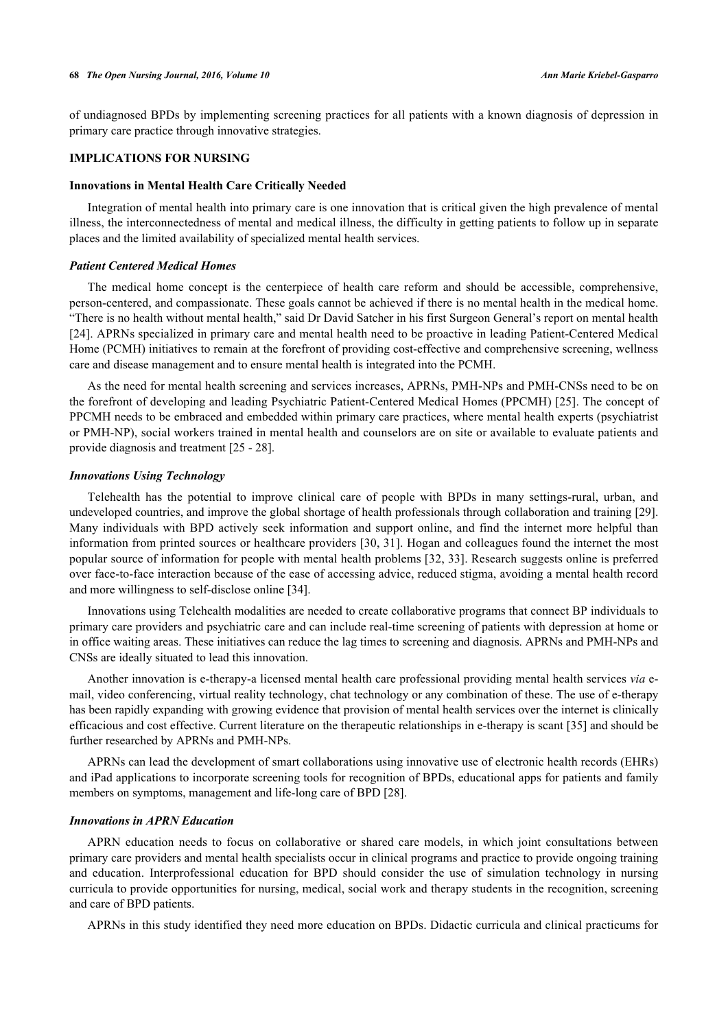of undiagnosed BPDs by implementing screening practices for all patients with a known diagnosis of depression in primary care practice through innovative strategies.

## IMPLICATIONS FOR NURSING

### Innovations in Mental Health Care Critically Needed

Integration of mental health into primary care is one innovation that is critical given the high prevalence of mental illness, the interconnectedness of mental and medical illness, the difficulty in getting patients to follow up in separate places and the limited availability of specialized mental health services.

#### *Patient Centered Medical Homes*

The medical home concept is the centerpiece of health care reform and should be accessible, comprehensive, person-centered, and compassionate. These goals cannot be achieved if there is no mental health in the medical home. "There is no health without mental health," said Dr David Satcher in his first Surgeon General's report on mental health [24]. APRNs specialized in primary care and mental health need to be proactive in leading Patient-Centered Medical Home (PCMH) initiatives to remain at the forefront of providing cost-effective and comprehensive screening, wellness care and disease management and to ensure mental health is integrated into the PCMH.

As the need for mental health screening and services increases, APRNs, PMH-NPs and PMH-CNSs need to be on the forefront of developing and leading Psychiatric Patient-Centered Medical Homes (PPCMH) [25]. The concept of PPCMH needs to be embraced and embedded within primary care practices, where mental health experts (psychiatrist or PMH-NP), social workers trained in mental health and counselors are on site or available to evaluate patients and provide diagnosis and treatment [25 - 28].

#### *Innovations Using Technology*

Telehealth has the potential to improve clinical care of people with BPDs in many settings-rural, urban, and undeveloped countries, and improve the global shortage of health professionals through collaboration and training [29]. Many individuals with BPD actively seek information and support online, and find the internet more helpful than information from printed sources or healthcare providers [30, 31]. Hogan and colleagues found the internet the most popular source of information for people with mental health problems [32, 33]. Research suggests online is preferred over face-to-face interaction because of the ease of accessing advice, reduced stigma, avoiding a mental health record and more willingness to self-disclose online [34].

Innovations using Telehealth modalities are needed to create collaborative programs that connect BP individuals to primary care providers and psychiatric care and can include real-time screening of patients with depression at home or in office waiting areas. These initiatives can reduce the lag times to screening and diagnosis. APRNs and PMH-NPs and CNSs are ideally situated to lead this innovation.

Another innovation is e-therapy-a licensed mental health care professional providing mental health services *via* e-mail, video conferencing, virtual reality technology, chat technology or any combination of these. The use of e-therapy has been rapidly expanding with growing evidence that provision of mental health services over the internet is clinically efficacious and cost effective. Current literature on the therapeutic relationships in e-therapy is scant [35] and should be further researched by APRNs and PMH-NPs.

APRNs can lead the development of smart collaborations using innovative use of electronic health records (EHRs) and iPad applications to incorporate screening tools for recognition of BPDs, educational apps for patients and family members on symptoms, management and life-long care of BPD [28].

#### *Innovations in APRN Education*

APRN education needs to focus on collaborative or shared care models, in which joint consultations between primary care providers and mental health specialists occur in clinical programs and practice to provide ongoing training and education. Interprofessional education for BPD should consider the use of simulation technology in nursing curricula to provide opportunities for nursing, medical, social work and therapy students in the recognition, screening and care of BPD patients.

APRNs in this study identified they need more education on BPDs. Didactic curricula and clinical practicums for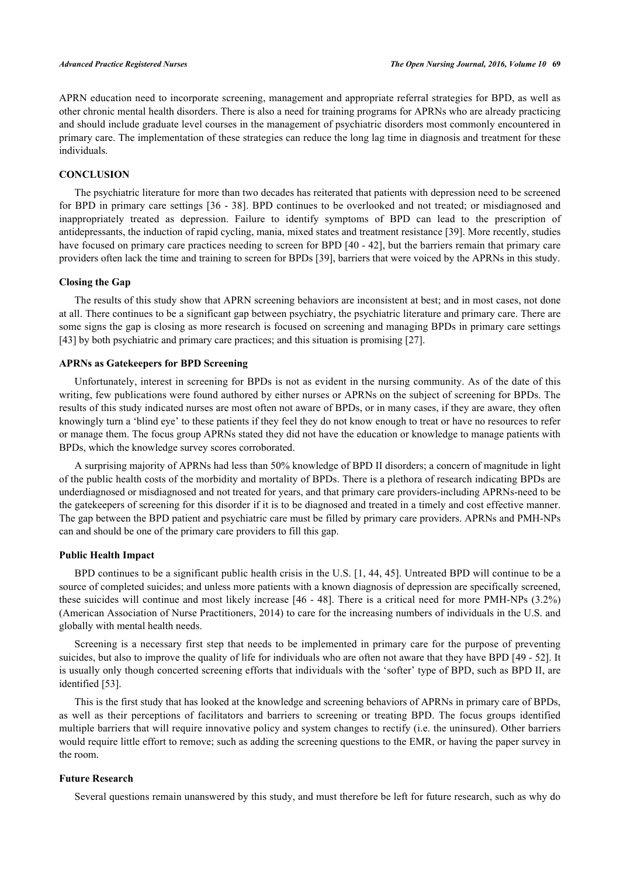APRN education need to incorporate screening, management and appropriate referral strategies for BPD, as well as other chronic mental health disorders. There is also a need for training programs for APRNs who are already practicing and should include graduate level courses in the management of psychiatric disorders most commonly encountered in primary care. The implementation of these strategies can reduce the long lag time in diagnosis and treatment for these individuals.

## CONCLUSION

The psychiatric literature for more than two decades has reiterated that patients with depression need to be screened for BPD in primary care settings [36 - 38]. BPD continues to be overlooked and not treated; or misdiagnosed and inappropriately treated as depression. Failure to identify symptoms of BPD can lead to the prescription of antidepressants, the induction of rapid cycling, mania, mixed states and treatment resistance [39]. More recently, studies have focused on primary care practices needing to screen for BPD [40 - 42], but the barriers remain that primary care providers often lack the time and training to screen for BPDs [39], barriers that were voiced by the APRNs in this study.

### Closing the Gap

The results of this study show that APRN screening behaviors are inconsistent at best; and in most cases, not done at all. There continues to be a significant gap between psychiatry, the psychiatric literature and primary care. There are some signs the gap is closing as more research is focused on screening and managing BPDs in primary care settings [43] by both psychiatric and primary care practices; and this situation is promising [27].

### APRNs as Gatekeepers for BPD Screening

Unfortunately, interest in screening for BPDs is not as evident in the nursing community. As of the date of this writing, few publications were found authored by either nurses or APRNs on the subject of screening for BPDs. The results of this study indicated nurses are most often not aware of BPDs, or in many cases, if they are aware, they often knowingly turn a 'blind eye' to these patients if they feel they do not know enough to treat or have no resources to refer or manage them. The focus group APRNs stated they did not have the education or knowledge to manage patients with BPDs, which the knowledge survey scores corroborated.

A surprising majority of APRNs had less than 50% knowledge of BPD II disorders; a concern of magnitude in light of the public health costs of the morbidity and mortality of BPDs. There is a plethora of research indicating BPDs are underdiagnosed or misdiagnosed and not treated for years, and that primary care providers-including APRNs-need to be the gatekeepers of screening for this disorder if it is to be diagnosed and treated in a timely and cost effective manner. The gap between the BPD patient and psychiatric care must be filled by primary care providers. APRNs and PMH-NPs can and should be one of the primary care providers to fill this gap.

### Public Health Impact

BPD continues to be a significant public health crisis in the U.S. [1, 44, 45]. Untreated BPD will continue to be a source of completed suicides; and unless more patients with a known diagnosis of depression are specifically screened, these suicides will continue and most likely increase [46 - 48]. There is a critical need for more PMH-NPs (3.2%) (American Association of Nurse Practitioners, 2014) to care for the increasing numbers of individuals in the U.S. and globally with mental health needs.

Screening is a necessary first step that needs to be implemented in primary care for the purpose of preventing suicides, but also to improve the quality of life for individuals who are often not aware that they have BPD [49 - 52]. It is usually only though concerted screening efforts that individuals with the 'softer' type of BPD, such as BPD II, are identified [53].

This is the first study that has looked at the knowledge and screening behaviors of APRNs in primary care of BPDs, as well as their perceptions of facilitators and barriers to screening or treating BPD. The focus groups identified multiple barriers that will require innovative policy and system changes to rectify (i.e. the uninsured). Other barriers would require little effort to remove; such as adding the screening questions to the EMR, or having the paper survey in the room.

### Future Research

Several questions remain unanswered by this study, and must therefore be left for future research, such as why do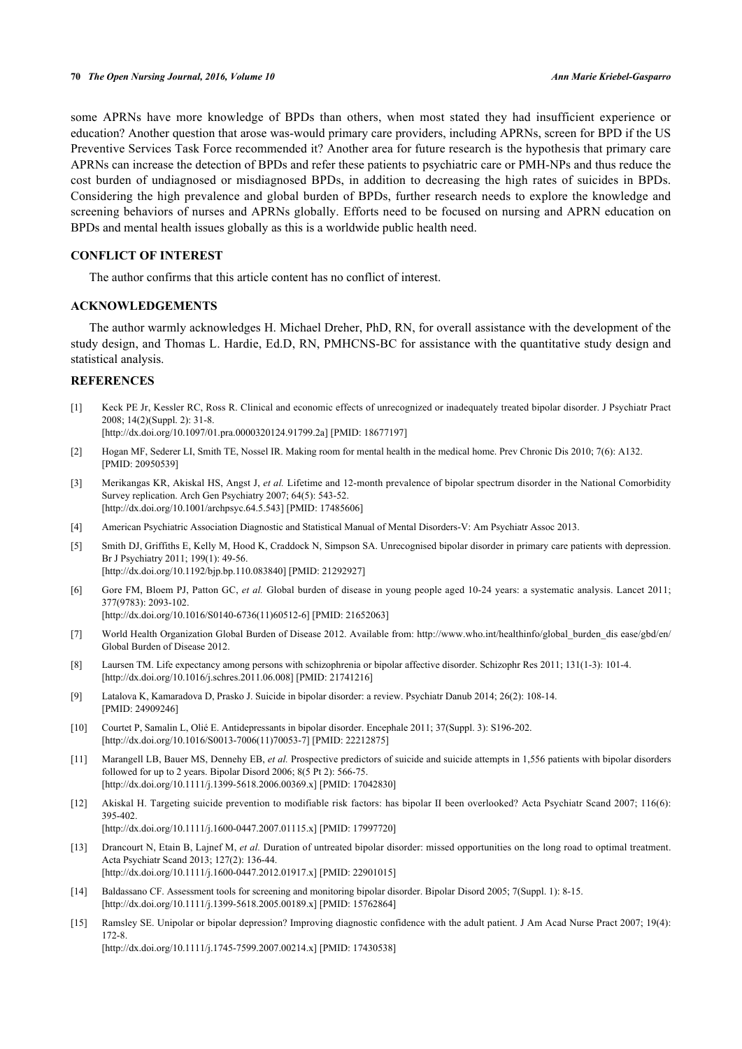some APRNs have more knowledge of BPDs than others, when most stated they had insufficient experience or education? Another question that arose was-would primary care providers, including APRNs, screen for BPD if the US Preventive Services Task Force recommended it? Another area for future research is the hypothesis that primary care APRNs can increase the detection of BPDs and refer these patients to psychiatric care or PMH-NPs and thus reduce the cost burden of undiagnosed or misdiagnosed BPDs, in addition to decreasing the high rates of suicides in BPDs. Considering the high prevalence and global burden of BPDs, further research needs to explore the knowledge and screening behaviors of nurses and APRNs globally. Efforts need to be focused on nursing and APRN education on BPDs and mental health issues globally as this is a worldwide public health need.

## CONFLICT OF INTEREST

The author confirms that this article content has no conflict of interest.

## ACKNOWLEDGEMENTS

The author warmly acknowledges H. Michael Dreher, PhD, RN, for overall assistance with the development of the study design, and Thomas L. Hardie, Ed.D, RN, PMHCNS-BC for assistance with the quantitative study design and statistical analysis.

## REFERENCES

[1] Keck PE Jr, Kessler RC, Ross R. Clinical and economic effects of unrecognized or inadequately treated bipolar disorder. J Psychiatr Pract 2008; 14(2)(Suppl. 2): 31-8.
[http://dx.doi.org/10.1097/01.pra.0000320124.91799.2a] [PMID: 18677197]

[2] Hogan MF, Sederer LI, Smith TE, Nossel IR. Making room for mental health in the medical home. Prev Chronic Dis 2010; 7(6): A132. [PMID: 20950539]

[3] Merikangas KR, Akiskal HS, Angst J, *et al.* Lifetime and 12-month prevalence of bipolar spectrum disorder in the National Comorbidity Survey replication. Arch Gen Psychiatry 2007; 64(5): 543-52.
[http://dx.doi.org/10.1001/archpsyc.64.5.543] [PMID: 17485606]

[4] American Psychiatric Association Diagnostic and Statistical Manual of Mental Disorders-V: Am Psychiatr Assoc 2013.

[5] Smith DJ, Griffiths E, Kelly M, Hood K, Craddock N, Simpson SA. Unrecognised bipolar disorder in primary care patients with depression. Br J Psychiatry 2011; 199(1): 49-56.
[http://dx.doi.org/10.1192/bjp.bp.110.083840] [PMID: 21292927]

[6] Gore FM, Bloem PJ, Patton GC, *et al.* Global burden of disease in young people aged 10-24 years: a systematic analysis. Lancet 2011; 377(9783): 2093-102.
[http://dx.doi.org/10.1016/S0140-6736(11)60512-6] [PMID: 21652063]

[7] World Health Organization Global Burden of Disease 2012. Available from: http://www.who.int/healthinfo/global_burden_dis ease/gbd/en/ Global Burden of Disease 2012.

[8] Laursen TM. Life expectancy among persons with schizophrenia or bipolar affective disorder. Schizophr Res 2011; 131(1-3): 101-4.
[http://dx.doi.org/10.1016/j.schres.2011.06.008] [PMID: 21741216]

[9] Latalova K, Kamaradova D, Prasko J. Suicide in bipolar disorder: a review. Psychiatr Danub 2014; 26(2): 108-14. [PMID: 24909246]

[10] Courtet P, Samalin L, Olié E. Antidepressants in bipolar disorder. Encephale 2011; 37(Suppl. 3): S196-202.
[http://dx.doi.org/10.1016/S0013-7006(11)70053-7] [PMID: 22212875]

[11] Marangell LB, Bauer MS, Dennehy EB, *et al.* Prospective predictors of suicide and suicide attempts in 1,556 patients with bipolar disorders followed for up to 2 years. Bipolar Disord 2006; 8(5 Pt 2): 566-75.
[http://dx.doi.org/10.1111/j.1399-5618.2006.00369.x] [PMID: 17042830]

[12] Akiskal H. Targeting suicide prevention to modifiable risk factors: has bipolar II been overlooked? Acta Psychiatr Scand 2007; 116(6): 395-402.
[http://dx.doi.org/10.1111/j.1600-0447.2007.01115.x] [PMID: 17997720]

[13] Drancourt N, Etain B, Lajnef M, *et al.* Duration of untreated bipolar disorder: missed opportunities on the long road to optimal treatment. Acta Psychiatr Scand 2013; 127(2): 136-44.
[http://dx.doi.org/10.1111/j.1600-0447.2012.01917.x] [PMID: 22901015]

[14] Baldassano CF. Assessment tools for screening and monitoring bipolar disorder. Bipolar Disord 2005; 7(Suppl. 1): 8-15.
[http://dx.doi.org/10.1111/j.1399-5618.2005.00189.x] [PMID: 15762864]

[15] Ramsley SE. Unipolar or bipolar depression? Improving diagnostic confidence with the adult patient. J Am Acad Nurse Pract 2007; 19(4): 172-8.
[http://dx.doi.org/10.1111/j.1745-7599.2007.00214.x] [PMID: 17430538]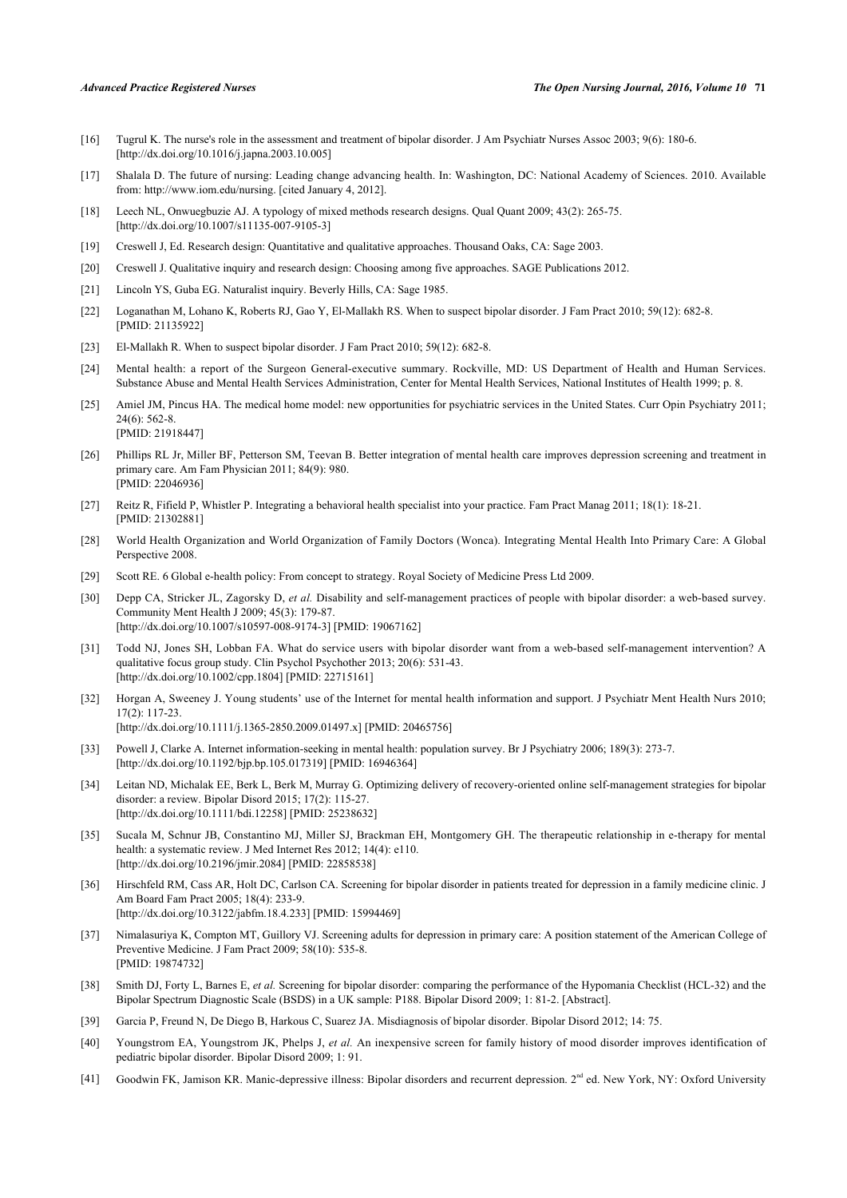[16] Tugrul K. The nurse's role in the assessment and treatment of bipolar disorder. J Am Psychiatr Nurses Assoc 2003; 9(6): 180-6. [http://dx.doi.org/10.1016/j.japna.2003.10.005]

[17] Shalala D. The future of nursing: Leading change advancing health. In: Washington, DC: National Academy of Sciences. 2010. Available from: http://www.iom.edu/nursing. [cited January 4, 2012].

[18] Leech NL, Onwuegbuzie AJ. A typology of mixed methods research designs. Qual Quant 2009; 43(2): 265-75. [http://dx.doi.org/10.1007/s11135-007-9105-3]

[19] Creswell J, Ed. Research design: Quantitative and qualitative approaches. Thousand Oaks, CA: Sage 2003.

[20] Creswell J. Qualitative inquiry and research design: Choosing among five approaches. SAGE Publications 2012.

[21] Lincoln YS, Guba EG. Naturalist inquiry. Beverly Hills, CA: Sage 1985.

[22] Loganathan M, Lohano K, Roberts RJ, Gao Y, El-Mallakh RS. When to suspect bipolar disorder. J Fam Pract 2010; 59(12): 682-8. [PMID: 21135922]

[23] El-Mallakh R. When to suspect bipolar disorder. J Fam Pract 2010; 59(12): 682-8.

[24] Mental health: a report of the Surgeon General-executive summary. Rockville, MD: US Department of Health and Human Services. Substance Abuse and Mental Health Services Administration, Center for Mental Health Services, National Institutes of Health 1999; p. 8.

[25] Amiel JM, Pincus HA. The medical home model: new opportunities for psychiatric services in the United States. Curr Opin Psychiatry 2011; 24(6): 562-8. [PMID: 21918447]

[26] Phillips RL Jr, Miller BF, Petterson SM, Teevan B. Better integration of mental health care improves depression screening and treatment in primary care. Am Fam Physician 2011; 84(9): 980. [PMID: 22046936]

[27] Reitz R, Fifield P, Whistler P. Integrating a behavioral health specialist into your practice. Fam Pract Manag 2011; 18(1): 18-21. [PMID: 21302881]

[28] World Health Organization and World Organization of Family Doctors (Wonca). Integrating Mental Health Into Primary Care: A Global Perspective 2008.

[29] Scott RE. 6 Global e-health policy: From concept to strategy. Royal Society of Medicine Press Ltd 2009.

[30] Depp CA, Stricker JL, Zagorsky D, *et al.* Disability and self-management practices of people with bipolar disorder: a web-based survey. Community Ment Health J 2009; 45(3): 179-87. [http://dx.doi.org/10.1007/s10597-008-9174-3] [PMID: 19067162]

[31] Todd NJ, Jones SH, Lobban FA. What do service users with bipolar disorder want from a web-based self-management intervention? A qualitative focus group study. Clin Psychol Psychother 2013; 20(6): 531-43. [http://dx.doi.org/10.1002/cpp.1804] [PMID: 22715161]

[32] Horgan A, Sweeney J. Young students' use of the Internet for mental health information and support. J Psychiatr Ment Health Nurs 2010; 17(2): 117-23. [http://dx.doi.org/10.1111/j.1365-2850.2009.01497.x] [PMID: 20465756]

[33] Powell J, Clarke A. Internet information-seeking in mental health: population survey. Br J Psychiatry 2006; 189(3): 273-7. [http://dx.doi.org/10.1192/bjp.bp.105.017319] [PMID: 16946364]

[34] Leitan ND, Michalak EE, Berk L, Berk M, Murray G. Optimizing delivery of recovery-oriented online self-management strategies for bipolar disorder: a review. Bipolar Disord 2015; 17(2): 115-27. [http://dx.doi.org/10.1111/bdi.12258] [PMID: 25238632]

[35] Sucala M, Schnur JB, Constantino MJ, Miller SJ, Brackman EH, Montgomery GH. The therapeutic relationship in e-therapy for mental health: a systematic review. J Med Internet Res 2012; 14(4): e110. [http://dx.doi.org/10.2196/jmir.2084] [PMID: 22858538]

[36] Hirschfeld RM, Cass AR, Holt DC, Carlson CA. Screening for bipolar disorder in patients treated for depression in a family medicine clinic. J Am Board Fam Pract 2005; 18(4): 233-9. [http://dx.doi.org/10.3122/jabfm.18.4.233] [PMID: 15994469]

[37] Nimalasuriya K, Compton MT, Guillory VJ. Screening adults for depression in primary care: A position statement of the American College of Preventive Medicine. J Fam Pract 2009; 58(10): 535-8. [PMID: 19874732]

[38] Smith DJ, Forty L, Barnes E, *et al.* Screening for bipolar disorder: comparing the performance of the Hypomania Checklist (HCL-32) and the Bipolar Spectrum Diagnostic Scale (BSDS) in a UK sample: P188. Bipolar Disord 2009; 1: 81-2. [Abstract].

[39] Garcia P, Freund N, De Diego B, Harkous C, Suarez JA. Misdiagnosis of bipolar disorder. Bipolar Disord 2012; 14: 75.

[40] Youngstrom EA, Youngstrom JK, Phelps J, *et al.* An inexpensive screen for family history of mood disorder improves identification of pediatric bipolar disorder. Bipolar Disord 2009; 1: 91.

[41] Goodwin FK, Jamison KR. Manic-depressive illness: Bipolar disorders and recurrent depression. 2nd ed. New York, NY: Oxford University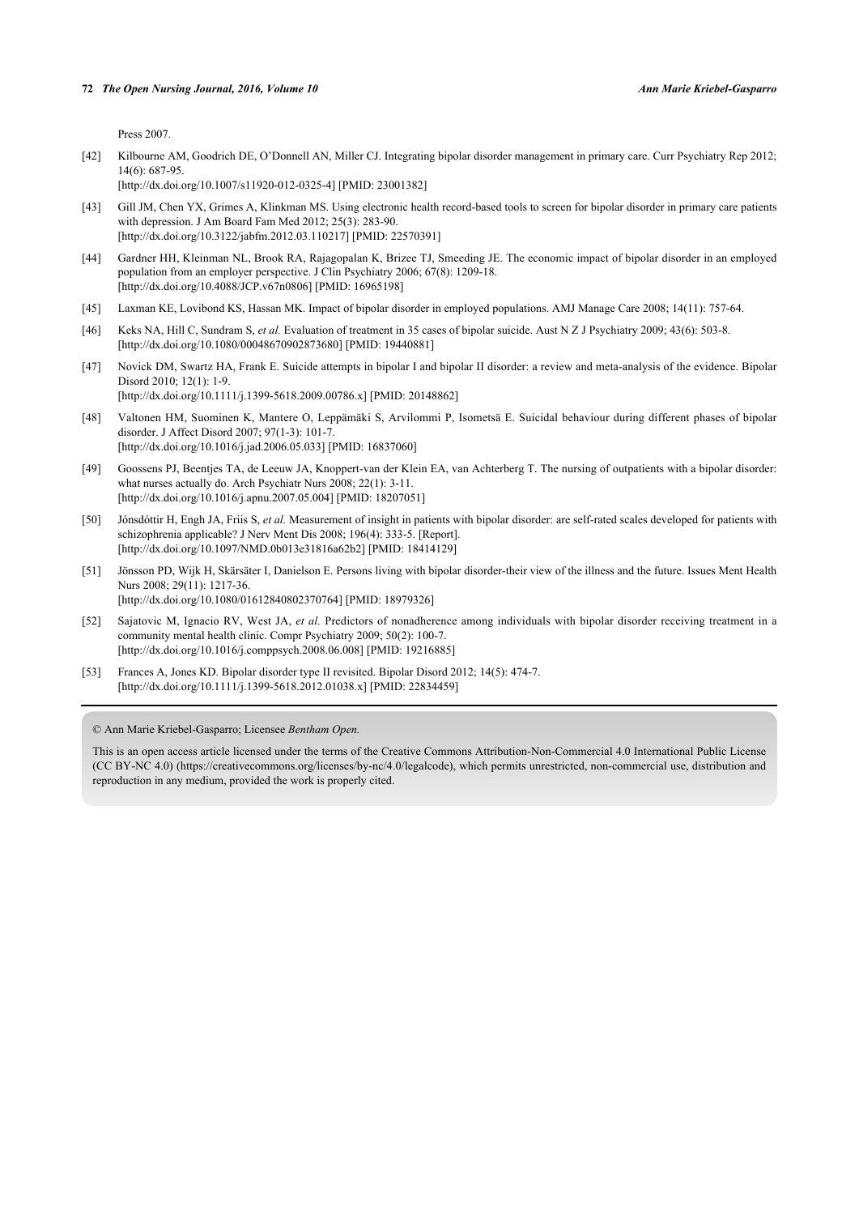Press 2007.

[42] Kilbourne AM, Goodrich DE, O'Donnell AN, Miller CJ. Integrating bipolar disorder management in primary care. Curr Psychiatry Rep 2012; 14(6): 687-95.
[http://dx.doi.org/10.1007/s11920-012-0325-4] [PMID: 23001382]

[43] Gill JM, Chen YX, Grimes A, Klinkman MS. Using electronic health record-based tools to screen for bipolar disorder in primary care patients with depression. J Am Board Fam Med 2012; 25(3): 283-90.
[http://dx.doi.org/10.3122/jabfm.2012.03.110217] [PMID: 22570391]

[44] Gardner HH, Kleinman NL, Brook RA, Rajagopalan K, Brizee TJ, Smeeding JE. The economic impact of bipolar disorder in an employed population from an employer perspective. J Clin Psychiatry 2006; 67(8): 1209-18.
[http://dx.doi.org/10.4088/JCP.v67n0806] [PMID: 16965198]

[45] Laxman KE, Lovibond KS, Hassan MK. Impact of bipolar disorder in employed populations. AMJ Manage Care 2008; 14(11): 757-64.

[46] Keks NA, Hill C, Sundram S, *et al.* Evaluation of treatment in 35 cases of bipolar suicide. Aust N Z J Psychiatry 2009; 43(6): 503-8.
[http://dx.doi.org/10.1080/00048670902873680] [PMID: 19440881]

[47] Novick DM, Swartz HA, Frank E. Suicide attempts in bipolar I and bipolar II disorder: a review and meta-analysis of the evidence. Bipolar Disord 2010; 12(1): 1-9.
[http://dx.doi.org/10.1111/j.1399-5618.2009.00786.x] [PMID: 20148862]

[48] Valtonen HM, Suominen K, Mantere O, Leppämäki S, Arvilommi P, Isometsä E. Suicidal behaviour during different phases of bipolar disorder. J Affect Disord 2007; 97(1-3): 101-7.
[http://dx.doi.org/10.1016/j.jad.2006.05.033] [PMID: 16837060]

[49] Goossens PJ, Beentjes TA, de Leeuw JA, Knoppert-van der Klein EA, van Achterberg T. The nursing of outpatients with a bipolar disorder: what nurses actually do. Arch Psychiatr Nurs 2008; 22(1): 3-11.
[http://dx.doi.org/10.1016/j.apnu.2007.05.004] [PMID: 18207051]

[50] Jónsdóttir H, Engh JA, Friis S, *et al.* Measurement of insight in patients with bipolar disorder: are self-rated scales developed for patients with schizophrenia applicable? J Nerv Ment Dis 2008; 196(4): 333-5. [Report].
[http://dx.doi.org/10.1097/NMD.0b013e31816a62b2] [PMID: 18414129]

[51] Jönsson PD, Wijk H, Skärsäter I, Danielson E. Persons living with bipolar disorder-their view of the illness and the future. Issues Ment Health Nurs 2008; 29(11): 1217-36.
[http://dx.doi.org/10.1080/01612840802370764] [PMID: 18979326]

[52] Sajatovic M, Ignacio RV, West JA, *et al.* Predictors of nonadherence among individuals with bipolar disorder receiving treatment in a community mental health clinic. Compr Psychiatry 2009; 50(2): 100-7.
[http://dx.doi.org/10.1016/j.comppsych.2008.06.008] [PMID: 19216885]

[53] Frances A, Jones KD. Bipolar disorder type II revisited. Bipolar Disord 2012; 14(5): 474-7.
[http://dx.doi.org/10.1111/j.1399-5618.2012.01038.x] [PMID: 22834459]

© Ann Marie Kriebel-Gasparro; Licensee *Bentham Open.*

This is an open access article licensed under the terms of the Creative Commons Attribution-Non-Commercial 4.0 International Public License (CC BY-NC 4.0) (https://creativecommons.org/licenses/by-nc/4.0/legalcode), which permits unrestricted, non-commercial use, distribution and reproduction in any medium, provided the work is properly cited.